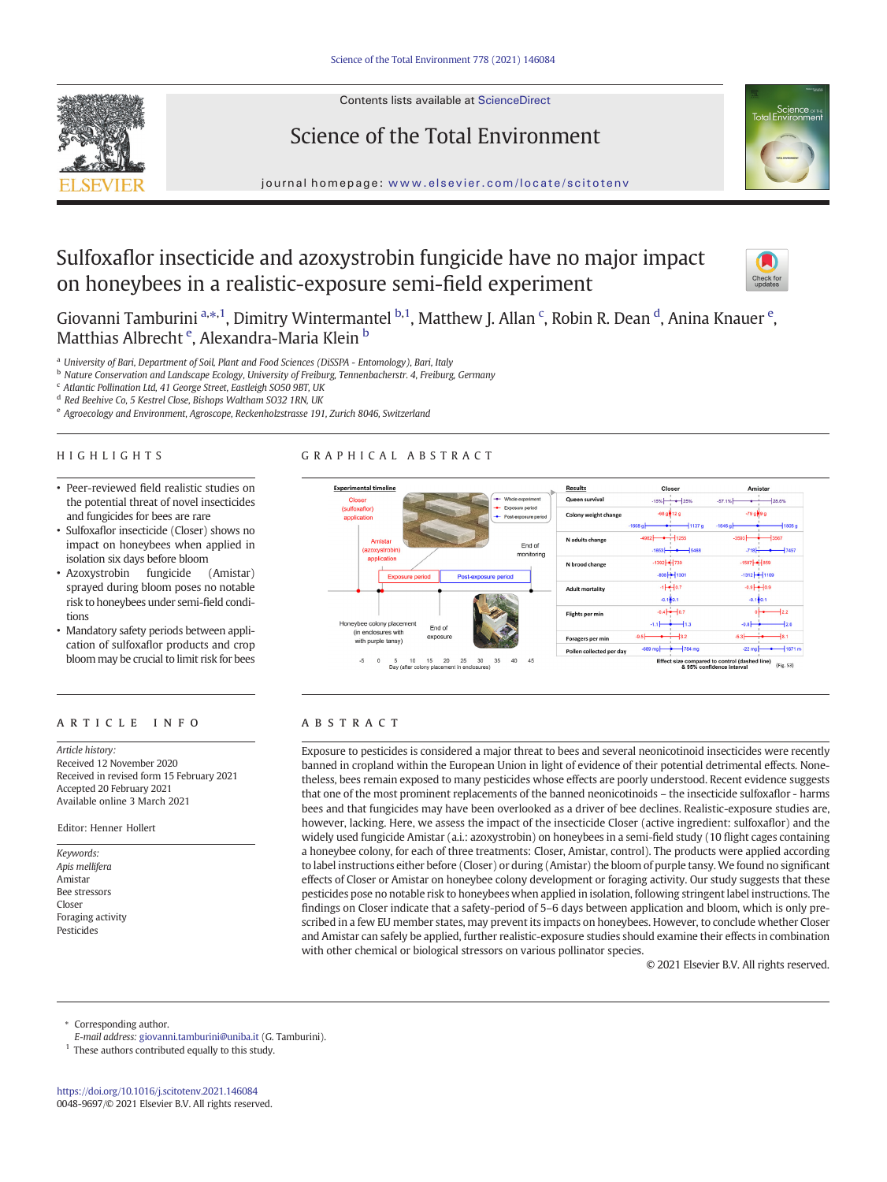# Sulfoxaflor insecticide and azoxystrobin fungicide have no major impact on honeybees in a realistic-exposure semi-field experiment

Giovanni Tamburini [a,*,1], Dimitry Wintermantel [b,1], Matthew J. Allan [c], Robin R. Dean [d], Anina Knauer [e], Matthias Albrecht [e], Alexandra-Maria Klein [b]

[a] University of Bari, Department of Soil, Plant and Food Sciences (DiSSPA - Entomology), Bari, Italy
[b] Nature Conservation and Landscape Ecology, University of Freiburg, Tennenbacherstr. 4, Freiburg, Germany
[c] Atlantic Pollination Ltd, 41 George Street, Eastleigh SO50 9BT, UK
[d] Red Beehive Co, 5 Kestrel Close, Bishops Waltham SO32 1RN, UK
[e] Agroecology and Environment, Agroscope, Reckenholzstrasse 191, Zurich 8046, Switzerland

## HIGHLIGHTS

- Peer-reviewed field realistic studies on the potential threat of novel insecticides and fungicides for bees are rare
- Sulfoxaflor insecticide (Closer) shows no impact on honeybees when applied in isolation six days before bloom
- Azoxystrobin fungicide (Amistar) sprayed during bloom poses no notable risk to honeybees under semi-field conditions
- Mandatory safety periods between application of sulfoxaflor products and crop bloom may be crucial to limit risk for bees

## ARTICLE INFO

*Article history:*
Received 12 November 2020
Received in revised form 15 February 2021
Accepted 20 February 2021
Available online 3 March 2021

Editor: Henner Hollert

*Keywords:*
*Apis mellifera*
Amistar
Bee stressors
Closer
Foraging activity
Pesticides

## ABSTRACT

Exposure to pesticides is considered a major threat to bees and several neonicotinoid insecticides were recently banned in cropland within the European Union in light of evidence of their potential detrimental effects. Nonetheless, bees remain exposed to many pesticides whose effects are poorly understood. Recent evidence suggests that one of the most prominent replacements of the banned neonicotinoids – the insecticide sulfoxaflor - harms bees and that fungicides may have been overlooked as a driver of bee declines. Realistic-exposure studies are, however, lacking. Here, we assess the impact of the insecticide Closer (active ingredient: sulfoxaflor) and the widely used fungicide Amistar (a.i.: azoxystrobin) on honeybees in a semi-field study (10 flight cages containing a honeybee colony, for each of three treatments: Closer, Amistar, control). The products were applied according to label instructions either before (Closer) or during (Amistar) the bloom of purple tansy. We found no significant effects of Closer or Amistar on honeybee colony development or foraging activity. Our study suggests that these pesticides pose no notable risk to honeybees when applied in isolation, following stringent label instructions. The findings on Closer indicate that a safety-period of 5–6 days between application and bloom, which is only prescribed in a few EU member states, may prevent its impacts on honeybees. However, to conclude whether Closer and Amistar can safely be applied, further realistic-exposure studies should examine their effects in combination with other chemical or biological stressors on various pollinator species.

© 2021 Elsevier B.V. All rights reserved.

* Corresponding author.
*E-mail address:* giovanni.tamburini@uniba.it (G. Tamburini).
[1] These authors contributed equally to this study.

https://doi.org/10.1016/j.scitotenv.2021.146084
0048-9697/© 2021 Elsevier B.V. All rights reserved.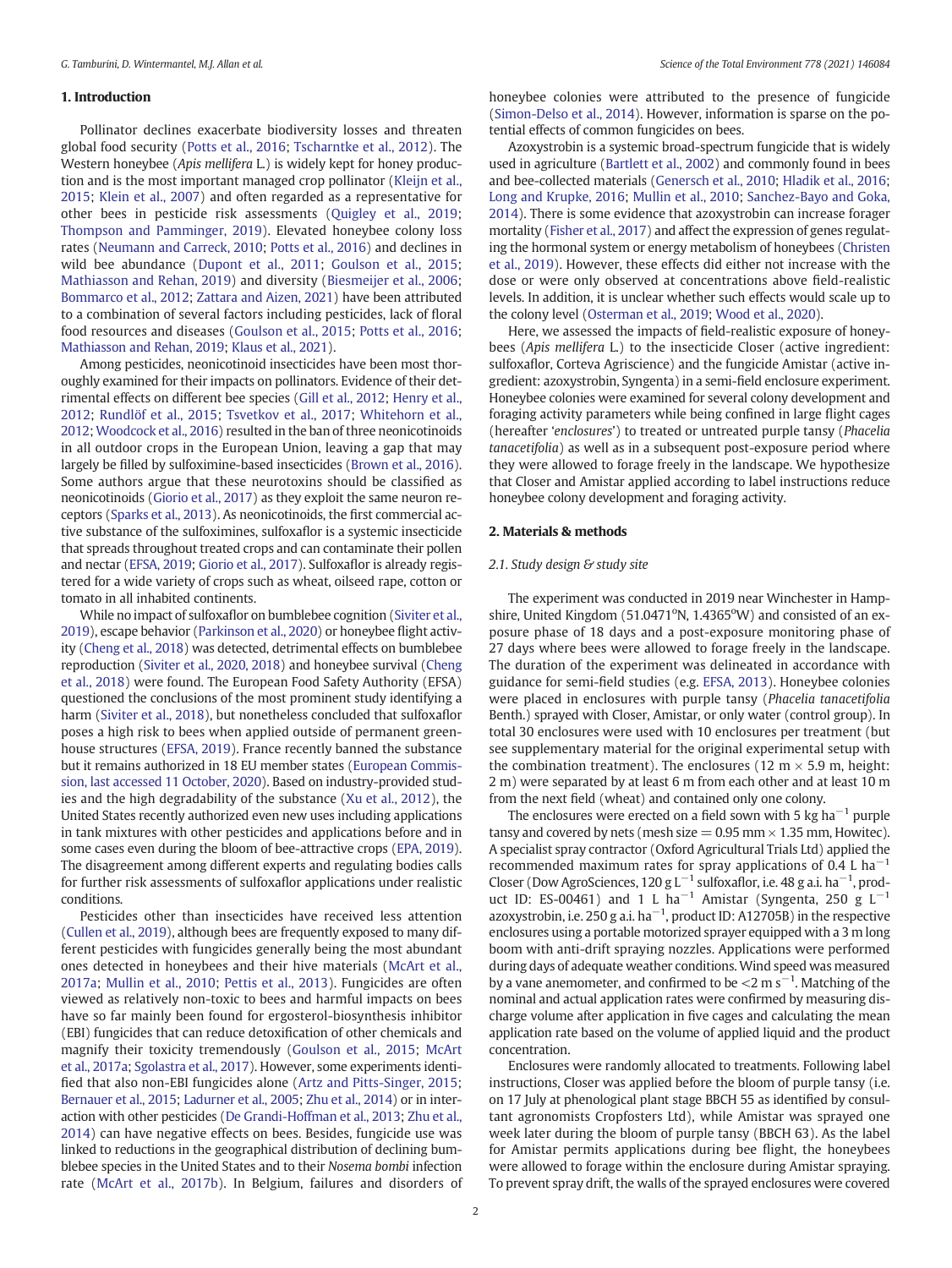## 1. Introduction

Pollinator declines exacerbate biodiversity losses and threaten global food security (Potts et al., 2016; Tscharntke et al., 2012). The Western honeybee (*Apis mellifera* L.) is widely kept for honey production and is the most important managed crop pollinator (Kleijn et al., 2015; Klein et al., 2007) and often regarded as a representative for other bees in pesticide risk assessments (Quigley et al., 2019; Thompson and Pamminger, 2019). Elevated honeybee colony loss rates (Neumann and Carreck, 2010; Potts et al., 2016) and declines in wild bee abundance (Dupont et al., 2011; Goulson et al., 2015; Mathiasson and Rehan, 2019) and diversity (Biesmeijer et al., 2006; Bommarco et al., 2012; Zattara and Aizen, 2021) have been attributed to a combination of several factors including pesticides, lack of floral food resources and diseases (Goulson et al., 2015; Potts et al., 2016; Mathiasson and Rehan, 2019; Klaus et al., 2021).

Among pesticides, neonicotinoid insecticides have been most thoroughly examined for their impacts on pollinators. Evidence of their detrimental effects on different bee species (Gill et al., 2012; Henry et al., 2012; Rundlöf et al., 2015; Tsvetkov et al., 2017; Whitehorn et al., 2012; Woodcock et al., 2016) resulted in the ban of three neonicotinoids in all outdoor crops in the European Union, leaving a gap that may largely be filled by sulfoximine-based insecticides (Brown et al., 2016). Some authors argue that these neurotoxins should be classified as neonicotinoids (Giorio et al., 2017) as they exploit the same neuron receptors (Sparks et al., 2013). As neonicotinoids, the first commercial active substance of the sulfoximines, sulfoxaflor is a systemic insecticide that spreads throughout treated crops and can contaminate their pollen and nectar (EFSA, 2019; Giorio et al., 2017). Sulfoxaflor is already registered for a wide variety of crops such as wheat, oilseed rape, cotton or tomato in all inhabited continents.

While no impact of sulfoxaflor on bumblebee cognition (Siviter et al., 2019), escape behavior (Parkinson et al., 2020) or honeybee flight activity (Cheng et al., 2018) was detected, detrimental effects on bumblebee reproduction (Siviter et al., 2020, 2018) and honeybee survival (Cheng et al., 2018) were found. The European Food Safety Authority (EFSA) questioned the conclusions of the most prominent study identifying a harm (Siviter et al., 2018), but nonetheless concluded that sulfoxaflor poses a high risk to bees when applied outside of permanent greenhouse structures (EFSA, 2019). France recently banned the substance but it remains authorized in 18 EU member states (European Commission, last accessed 11 October, 2020). Based on industry-provided studies and the high degradability of the substance (Xu et al., 2012), the United States recently authorized even new uses including applications in tank mixtures with other pesticides and applications before and in some cases even during the bloom of bee-attractive crops (EPA, 2019). The disagreement among different experts and regulating bodies calls for further risk assessments of sulfoxaflor applications under realistic conditions.

Pesticides other than insecticides have received less attention (Cullen et al., 2019), although bees are frequently exposed to many different pesticides with fungicides generally being the most abundant ones detected in honeybees and their hive materials (McArt et al., 2017a; Mullin et al., 2010; Pettis et al., 2013). Fungicides are often viewed as relatively non-toxic to bees and harmful impacts on bees have so far mainly been found for ergosterol-biosynthesis inhibitor (EBI) fungicides that can reduce detoxification of other chemicals and magnify their toxicity tremendously (Goulson et al., 2015; McArt et al., 2017a; Sgolastra et al., 2017). However, some experiments identified that also non-EBI fungicides alone (Artz and Pitts-Singer, 2015; Bernauer et al., 2015; Ladurner et al., 2005; Zhu et al., 2014) or in interaction with other pesticides (De Grandi-Hoffman et al., 2013; Zhu et al., 2014) can have negative effects on bees. Besides, fungicide use was linked to reductions in the geographical distribution of declining bumblebee species in the United States and to their *Nosema bombi* infection rate (McArt et al., 2017b). In Belgium, failures and disorders of honeybee colonies were attributed to the presence of fungicide (Simon-Delso et al., 2014). However, information is sparse on the potential effects of common fungicides on bees.

Azoxystrobin is a systemic broad-spectrum fungicide that is widely used in agriculture (Bartlett et al., 2002) and commonly found in bees and bee-collected materials (Genersch et al., 2010; Hladik et al., 2016; Long and Krupke, 2016; Mullin et al., 2010; Sanchez-Bayo and Goka, 2014). There is some evidence that azoxystrobin can increase forager mortality (Fisher et al., 2017) and affect the expression of genes regulating the hormonal system or energy metabolism of honeybees (Christen et al., 2019). However, these effects did either not increase with the dose or were only observed at concentrations above field-realistic levels. In addition, it is unclear whether such effects would scale up to the colony level (Osterman et al., 2019; Wood et al., 2020).

Here, we assessed the impacts of field-realistic exposure of honeybees (*Apis mellifera* L.) to the insecticide Closer (active ingredient: sulfoxaflor, Corteva Agriscience) and the fungicide Amistar (active ingredient: azoxystrobin, Syngenta) in a semi-field enclosure experiment. Honeybee colonies were examined for several colony development and foraging activity parameters while being confined in large flight cages (hereafter '*enclosures*') to treated or untreated purple tansy (*Phacelia tanacetifolia*) as well as in a subsequent post-exposure period where they were allowed to forage freely in the landscape. We hypothesize that Closer and Amistar applied according to label instructions reduce honeybee colony development and foraging activity.

## 2. Materials & methods

### 2.1. Study design & study site

The experiment was conducted in 2019 near Winchester in Hampshire, United Kingdom (51.0471°N, 1.4365°W) and consisted of an exposure phase of 18 days and a post-exposure monitoring phase of 27 days where bees were allowed to forage freely in the landscape. The duration of the experiment was delineated in accordance with guidance for semi-field studies (e.g. EFSA, 2013). Honeybee colonies were placed in enclosures with purple tansy (*Phacelia tanacetifolia* Benth.) sprayed with Closer, Amistar, or only water (control group). In total 30 enclosures were used with 10 enclosures per treatment (but see supplementary material for the original experimental setup with the combination treatment). The enclosures (12 m × 5.9 m, height: 2 m) were separated by at least 6 m from each other and at least 10 m from the next field (wheat) and contained only one colony.

The enclosures were erected on a field sown with 5 kg ha$^{-1}$ purple tansy and covered by nets (mesh size = 0.95 mm × 1.35 mm, Howitec). A specialist spray contractor (Oxford Agricultural Trials Ltd) applied the recommended maximum rates for spray applications of 0.4 L ha$^{-1}$ Closer (Dow AgroSciences, 120 g L$^{-1}$ sulfoxaflor, i.e. 48 g a.i. ha$^{-1}$, product ID: ES-00461) and 1 L ha$^{-1}$ Amistar (Syngenta, 250 g L$^{-1}$ azoxystrobin, i.e. 250 g a.i. ha$^{-1}$, product ID: A12705B) in the respective enclosures using a portable motorized sprayer equipped with a 3 m long boom with anti-drift spraying nozzles. Applications were performed during days of adequate weather conditions. Wind speed was measured by a vane anemometer, and confirmed to be <2 m s$^{-1}$. Matching of the nominal and actual application rates were confirmed by measuring discharge volume after application in five cages and calculating the mean application rate based on the volume of applied liquid and the product concentration.

Enclosures were randomly allocated to treatments. Following label instructions, Closer was applied before the bloom of purple tansy (i.e. on 17 July at phenological plant stage BBCH 55 as identified by consultant agronomists Cropfosters Ltd), while Amistar was sprayed one week later during the bloom of purple tansy (BBCH 63). As the label for Amistar permits applications during bee flight, the honeybees were allowed to forage within the enclosure during Amistar spraying. To prevent spray drift, the walls of the sprayed enclosures were covered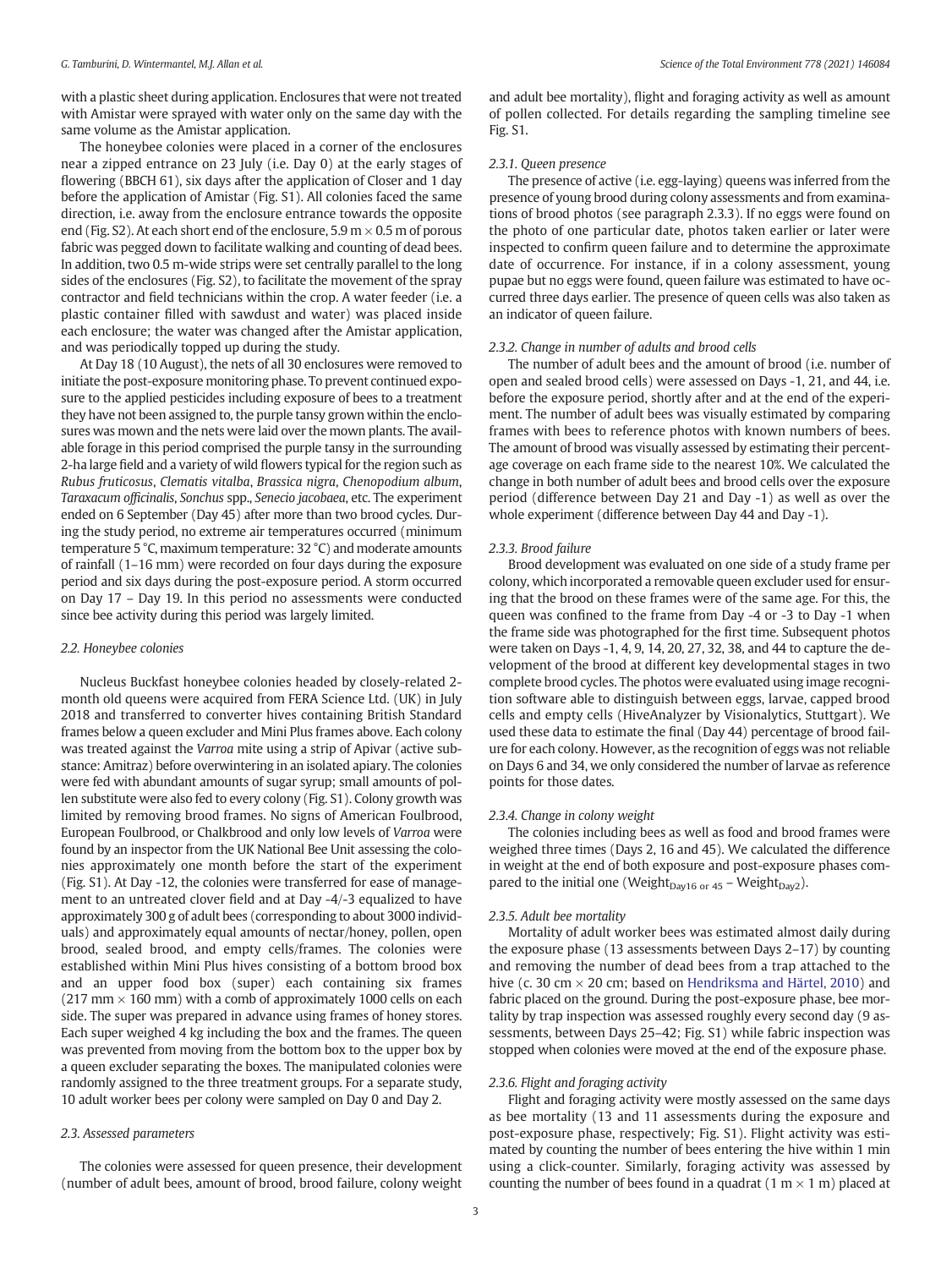with a plastic sheet during application. Enclosures that were not treated with Amistar were sprayed with water only on the same day with the same volume as the Amistar application.

The honeybee colonies were placed in a corner of the enclosures near a zipped entrance on 23 July (i.e. Day 0) at the early stages of flowering (BBCH 61), six days after the application of Closer and 1 day before the application of Amistar (Fig. S1). All colonies faced the same direction, i.e. away from the enclosure entrance towards the opposite end (Fig. S2). At each short end of the enclosure, 5.9 m × 0.5 m of porous fabric was pegged down to facilitate walking and counting of dead bees. In addition, two 0.5 m-wide strips were set centrally parallel to the long sides of the enclosures (Fig. S2), to facilitate the movement of the spray contractor and field technicians within the crop. A water feeder (i.e. a plastic container filled with sawdust and water) was placed inside each enclosure; the water was changed after the Amistar application, and was periodically topped up during the study.

At Day 18 (10 August), the nets of all 30 enclosures were removed to initiate the post-exposure monitoring phase. To prevent continued exposure to the applied pesticides including exposure of bees to a treatment they have not been assigned to, the purple tansy grown within the enclosures was mown and the nets were laid over the mown plants. The available forage in this period comprised the purple tansy in the surrounding 2-ha large field and a variety of wild flowers typical for the region such as *Rubus fruticosus*, *Clematis vitalba*, *Brassica nigra*, *Chenopodium album*, *Taraxacum officinalis*, *Sonchus* spp., *Senecio jacobaea*, etc. The experiment ended on 6 September (Day 45) after more than two brood cycles. During the study period, no extreme air temperatures occurred (minimum temperature 5 °C, maximum temperature: 32 °C) and moderate amounts of rainfall (1–16 mm) were recorded on four days during the exposure period and six days during the post-exposure period. A storm occurred on Day 17 – Day 19. In this period no assessments were conducted since bee activity during this period was largely limited.

### 2.2. Honeybee colonies

Nucleus Buckfast honeybee colonies headed by closely-related 2-month old queens were acquired from FERA Science Ltd. (UK) in July 2018 and transferred to converter hives containing British Standard frames below a queen excluder and Mini Plus frames above. Each colony was treated against the *Varroa* mite using a strip of Apivar (active substance: Amitraz) before overwintering in an isolated apiary. The colonies were fed with abundant amounts of sugar syrup; small amounts of pollen substitute were also fed to every colony (Fig. S1). Colony growth was limited by removing brood frames. No signs of American Foulbrood, European Foulbrood, or Chalkbrood and only low levels of *Varroa* were found by an inspector from the UK National Bee Unit assessing the colonies approximately one month before the start of the experiment (Fig. S1). At Day -12, the colonies were transferred for ease of management to an untreated clover field and at Day -4/-3 equalized to have approximately 300 g of adult bees (corresponding to about 3000 individuals) and approximately equal amounts of nectar/honey, pollen, open brood, sealed brood, and empty cells/frames. The colonies were established within Mini Plus hives consisting of a bottom brood box and an upper food box (super) each containing six frames (217 mm × 160 mm) with a comb of approximately 1000 cells on each side. The super was prepared in advance using frames of honey stores. Each super weighed 4 kg including the box and the frames. The queen was prevented from moving from the bottom box to the upper box by a queen excluder separating the boxes. The manipulated colonies were randomly assigned to the three treatment groups. For a separate study, 10 adult worker bees per colony were sampled on Day 0 and Day 2.

### 2.3. Assessed parameters

The colonies were assessed for queen presence, their development (number of adult bees, amount of brood, brood failure, colony weight and adult bee mortality), flight and foraging activity as well as amount of pollen collected. For details regarding the sampling timeline see Fig. S1.

#### 2.3.1. Queen presence

The presence of active (i.e. egg-laying) queens was inferred from the presence of young brood during colony assessments and from examinations of brood photos (see paragraph 2.3.3). If no eggs were found on the photo of one particular date, photos taken earlier or later were inspected to confirm queen failure and to determine the approximate date of occurrence. For instance, if in a colony assessment, young pupae but no eggs were found, queen failure was estimated to have occurred three days earlier. The presence of queen cells was also taken as an indicator of queen failure.

#### 2.3.2. Change in number of adults and brood cells

The number of adult bees and the amount of brood (i.e. number of open and sealed brood cells) were assessed on Days -1, 21, and 44, i.e. before the exposure period, shortly after and at the end of the experiment. The number of adult bees was visually estimated by comparing frames with bees to reference photos with known numbers of bees. The amount of brood was visually assessed by estimating their percentage coverage on each frame side to the nearest 10%. We calculated the change in both number of adult bees and brood cells over the exposure period (difference between Day 21 and Day -1) as well as over the whole experiment (difference between Day 44 and Day -1).

#### 2.3.3. Brood failure

Brood development was evaluated on one side of a study frame per colony, which incorporated a removable queen excluder used for ensuring that the brood on these frames were of the same age. For this, the queen was confined to the frame from Day -4 or -3 to Day -1 when the frame side was photographed for the first time. Subsequent photos were taken on Days -1, 4, 9, 14, 20, 27, 32, 38, and 44 to capture the development of the brood at different key developmental stages in two complete brood cycles. The photos were evaluated using image recognition software able to distinguish between eggs, larvae, capped brood cells and empty cells (HiveAnalyzer by Visionalytics, Stuttgart). We used these data to estimate the final (Day 44) percentage of brood failure for each colony. However, as the recognition of eggs was not reliable on Days 6 and 34, we only considered the number of larvae as reference points for those dates.

#### 2.3.4. Change in colony weight

The colonies including bees as well as food and brood frames were weighed three times (Days 2, 16 and 45). We calculated the difference in weight at the end of both exposure and post-exposure phases compared to the initial one ($Weight_{Day16\ or\ 45} - Weight_{Day2}$).

#### 2.3.5. Adult bee mortality

Mortality of adult worker bees was estimated almost daily during the exposure phase (13 assessments between Days 2–17) by counting and removing the number of dead bees from a trap attached to the hive (c. 30 cm × 20 cm; based on Hendriksma and Härtel, 2010) and fabric placed on the ground. During the post-exposure phase, bee mortality by trap inspection was assessed roughly every second day (9 assessments, between Days 25–42; Fig. S1) while fabric inspection was stopped when colonies were moved at the end of the exposure phase.

#### 2.3.6. Flight and foraging activity

Flight and foraging activity were mostly assessed on the same days as bee mortality (13 and 11 assessments during the exposure and post-exposure phase, respectively; Fig. S1). Flight activity was estimated by counting the number of bees entering the hive within 1 min using a click-counter. Similarly, foraging activity was assessed by counting the number of bees found in a quadrat (1 m × 1 m) placed at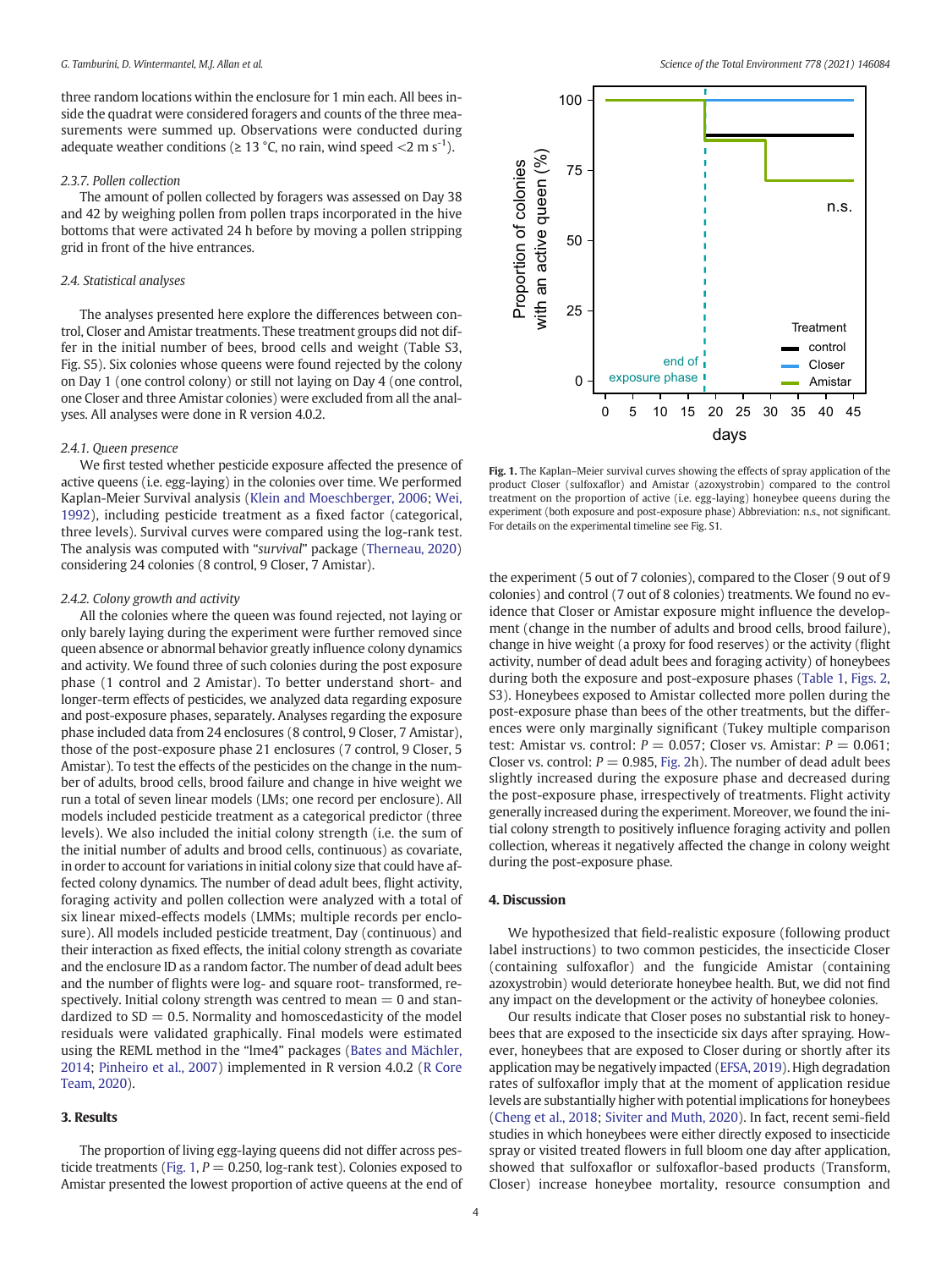three random locations within the enclosure for 1 min each. All bees inside the quadrat were considered foragers and counts of the three measurements were summed up. Observations were conducted during adequate weather conditions (≥ 13 °C, no rain, wind speed <2 m $s^{-1}$).

#### 2.3.7. Pollen collection

The amount of pollen collected by foragers was assessed on Day 38 and 42 by weighing pollen from pollen traps incorporated in the hive bottoms that were activated 24 h before by moving a pollen stripping grid in front of the hive entrances.

### 2.4. Statistical analyses

The analyses presented here explore the differences between control, Closer and Amistar treatments. These treatment groups did not differ in the initial number of bees, brood cells and weight (Table S3, Fig. S5). Six colonies whose queens were found rejected by the colony on Day 1 (one control colony) or still not laying on Day 4 (one control, one Closer and three Amistar colonies) were excluded from all the analyses. All analyses were done in R version 4.0.2.

#### 2.4.1. Queen presence

We first tested whether pesticide exposure affected the presence of active queens (i.e. egg-laying) in the colonies over time. We performed Kaplan-Meier Survival analysis (Klein and Moeschberger, 2006; Wei, 1992), including pesticide treatment as a fixed factor (categorical, three levels). Survival curves were compared using the log-rank test. The analysis was computed with "*survival*" package (Therneau, 2020) considering 24 colonies (8 control, 9 Closer, 7 Amistar).

#### 2.4.2. Colony growth and activity

All the colonies where the queen was found rejected, not laying or only barely laying during the experiment were further removed since queen absence or abnormal behavior greatly influence colony dynamics and activity. We found three of such colonies during the post exposure phase (1 control and 2 Amistar). To better understand short- and longer-term effects of pesticides, we analyzed data regarding exposure and post-exposure phases, separately. Analyses regarding the exposure phase included data from 24 enclosures (8 control, 9 Closer, 7 Amistar), those of the post-exposure phase 21 enclosures (7 control, 9 Closer, 5 Amistar). To test the effects of the pesticides on the change in the number of adults, brood cells, brood failure and change in hive weight we run a total of seven linear models (LMs; one record per enclosure). All models included pesticide treatment as a categorical predictor (three levels). We also included the initial colony strength (i.e. the sum of the initial number of adults and brood cells, continuous) as covariate, in order to account for variations in initial colony size that could have affected colony dynamics. The number of dead adult bees, flight activity, foraging activity and pollen collection were analyzed with a total of six linear mixed-effects models (LMMs; multiple records per enclosure). All models included pesticide treatment, Day (continuous) and their interaction as fixed effects, the initial colony strength as covariate and the enclosure ID as a random factor. The number of dead adult bees and the number of flights were log- and square root- transformed, respectively. Initial colony strength was centred to mean = 0 and standardized to SD = 0.5. Normality and homoscedasticity of the model residuals were validated graphically. Final models were estimated using the REML method in the "lme4" packages (Bates and Mächler, 2014; Pinheiro et al., 2007) implemented in R version 4.0.2 (R Core Team, 2020).

## 3. Results

The proportion of living egg-laying queens did not differ across pesticide treatments (Fig. 1, $P = 0.250$, log-rank test). Colonies exposed to Amistar presented the lowest proportion of active queens at the end of the experiment (5 out of 7 colonies), compared to the Closer (9 out of 9 colonies) and control (7 out of 8 colonies) treatments. We found no evidence that Closer or Amistar exposure might influence the development (change in the number of adults and brood cells, brood failure), change in hive weight (a proxy for food reserves) or the activity (flight activity, number of dead adult bees and foraging activity) of honeybees during both the exposure and post-exposure phases (Table 1, Figs. 2, S3). Honeybees exposed to Amistar collected more pollen during the post-exposure phase than bees of the other treatments, but the differences were only marginally significant (Tukey multiple comparison test: Amistar vs. control: $P = 0.057$; Closer vs. Amistar: $P = 0.061$; Closer vs. control: $P = 0.985$, Fig. 2h). The number of dead adult bees slightly increased during the exposure phase and decreased during the post-exposure phase, irrespectively of treatments. Flight activity generally increased during the experiment. Moreover, we found the initial colony strength to positively influence foraging activity and pollen collection, whereas it negatively affected the change in colony weight during the post-exposure phase.

**Fig. 1.** The Kaplan–Meier survival curves showing the effects of spray application of the product Closer (sulfoxaflor) and Amistar (azoxystrobin) compared to the control treatment on the proportion of active (i.e. egg-laying) honeybee queens during the experiment (both exposure and post-exposure phase) Abbreviation: n.s., not significant. For details on the experimental timeline see Fig. S1.

## 4. Discussion

We hypothesized that field-realistic exposure (following product label instructions) to two common pesticides, the insecticide Closer (containing sulfoxaflor) and the fungicide Amistar (containing azoxystrobin) would deteriorate honeybee health. But, we did not find any impact on the development or the activity of honeybee colonies.

Our results indicate that Closer poses no substantial risk to honeybees that are exposed to the insecticide six days after spraying. However, honeybees that are exposed to Closer during or shortly after its application may be negatively impacted (EFSA, 2019). High degradation rates of sulfoxaflor imply that at the moment of application residue levels are substantially higher with potential implications for honeybees (Cheng et al., 2018; Siviter and Muth, 2020). In fact, recent semi-field studies in which honeybees were either directly exposed to insecticide spray or visited treated flowers in full bloom one day after application, showed that sulfoxaflor or sulfoxaflor-based products (Transform, Closer) increase honeybee mortality, resource consumption and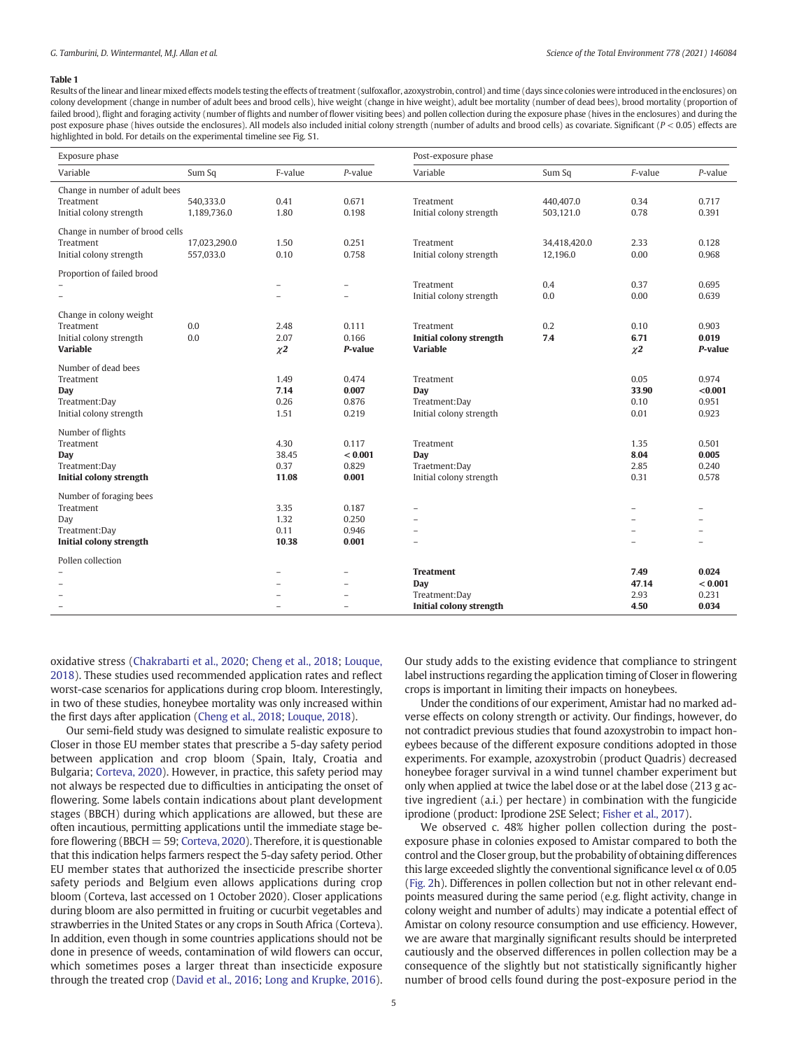**Table 1**

Results of the linear and linear mixed effects models testing the effects of treatment (sulfoxaflor, azoxystrobin, control) and time (days since colonies were introduced in the enclosures) on colony development (change in number of adult bees and brood cells), hive weight (change in hive weight), adult bee mortality (number of dead bees), brood mortality (proportion of failed brood), flight and foraging activity (number of flights and number of flower visiting bees) and pollen collection during the exposure phase (hives in the enclosures) and during the post exposure phase (hives outside the enclosures). All models also included initial colony strength (number of adults and brood cells) as covariate. Significant ($P < 0.05$) effects are highlighted in bold. For details on the experimental timeline see Fig. S1.

| Exposure phase | | | | Post-exposure phase | | | |
|---|---|---|---|---|---|---|---|
| Variable | Sum Sq | F-value | *P*-value | Variable | Sum Sq | *F*-value | *P*-value |
| Change in number of adult bees | | | | | | | |
| Treatment | 540,333.0 | 0.41 | 0.671 | Treatment | 440,407.0 | 0.34 | 0.717 |
| Initial colony strength | 1,189,736.0 | 1.80 | 0.198 | Initial colony strength | 503,121.0 | 0.78 | 0.391 |
| Change in number of brood cells | | | | | | | |
| Treatment | 17,023,290.0 | 1.50 | 0.251 | Treatment | 34,418,420.0 | 2.33 | 0.128 |
| Initial colony strength | 557,033.0 | 0.10 | 0.758 | Initial colony strength | 12,196.0 | 0.00 | 0.968 |
| Proportion of failed brood | | | | | | | |
| – | | – | – | Treatment | 0.4 | 0.37 | 0.695 |
| – | | – | – | Initial colony strength | 0.0 | 0.00 | 0.639 |
| Change in colony weight | | | | | | | |
| Treatment | 0.0 | 2.48 | 0.111 | Treatment | 0.2 | 0.10 | 0.903 |
| Initial colony strength | 0.0 | 2.07 | 0.166 | **Initial colony strength** | **7.4** | **6.71** | **0.019** |
| **Variable** | | $\chi 2$ | ***P*-value** | **Variable** | | $\chi 2$ | ***P*-value** |
| Number of dead bees | | | | | | | |
| Treatment | | 1.49 | 0.474 | Treatment | | 0.05 | 0.974 |
| **Day** | | **7.14** | **0.007** | **Day** | | **33.90** | **<0.001** |
| Treatment:Day | | 0.26 | 0.876 | Treatment:Day | | 0.10 | 0.951 |
| Initial colony strength | | 1.51 | 0.219 | Initial colony strength | | 0.01 | 0.923 |
| Number of flights | | | | | | | |
| Treatment | | 4.30 | 0.117 | Treatment | | 1.35 | 0.501 |
| **Day** | | 38.45 | **< 0.001** | **Day** | | **8.04** | **0.005** |
| Treatment:Day | | 0.37 | 0.829 | Traetment:Day | | 2.85 | 0.240 |
| **Initial colony strength** | | **11.08** | **0.001** | Initial colony strength | | 0.31 | 0.578 |
| Number of foraging bees | | | | | | | |
| Treatment | | 3.35 | 0.187 | – | | – | – |
| Day | | 1.32 | 0.250 | – | | – | – |
| Treatment:Day | | 0.11 | 0.946 | – | | – | – |
| **Initial colony strength** | | **10.38** | **0.001** | – | | – | – |
| Pollen collection | | | | | | | |
| – | | – | – | **Treatment** | | **7.49** | **0.024** |
| – | | – | – | **Day** | | **47.14** | **< 0.001** |
| – | | – | – | Treatment:Day | | 2.93 | 0.231 |
| – | | – | – | **Initial colony strength** | | **4.50** | **0.034** |

oxidative stress (Chakrabarti et al., 2020; Cheng et al., 2018; Louque, 2018). These studies used recommended application rates and reflect worst-case scenarios for applications during crop bloom. Interestingly, in two of these studies, honeybee mortality was only increased within the first days after application (Cheng et al., 2018; Louque, 2018).

Our semi-field study was designed to simulate realistic exposure to Closer in those EU member states that prescribe a 5-day safety period between application and crop bloom (Spain, Italy, Croatia and Bulgaria; Corteva, 2020). However, in practice, this safety period may not always be respected due to difficulties in anticipating the onset of flowering. Some labels contain indications about plant development stages (BBCH) during which applications are allowed, but these are often incautious, permitting applications until the immediate stage before flowering (BBCH = 59; Corteva, 2020). Therefore, it is questionable that this indication helps farmers respect the 5-day safety period. Other EU member states that authorized the insecticide prescribe shorter safety periods and Belgium even allows applications during crop bloom (Corteva, last accessed on 1 October 2020). Closer applications during bloom are also permitted in fruiting or cucurbit vegetables and strawberries in the United States or any crops in South Africa (Corteva). In addition, even though in some countries applications should not be done in presence of weeds, contamination of wild flowers can occur, which sometimes poses a larger threat than insecticide exposure through the treated crop (David et al., 2016; Long and Krupke, 2016). Our study adds to the existing evidence that compliance to stringent label instructions regarding the application timing of Closer in flowering crops is important in limiting their impacts on honeybees.

Under the conditions of our experiment, Amistar had no marked adverse effects on colony strength or activity. Our findings, however, do not contradict previous studies that found azoxystrobin to impact honeybees because of the different exposure conditions adopted in those experiments. For example, azoxystrobin (product Quadris) decreased honeybee forager survival in a wind tunnel chamber experiment but only when applied at twice the label dose or at the label dose (213 g active ingredient (a.i.) per hectare) in combination with the fungicide iprodione (product: Iprodione 2SE Select; Fisher et al., 2017).

We observed c. 48% higher pollen collection during the post-exposure phase in colonies exposed to Amistar compared to both the control and the Closer group, but the probability of obtaining differences this large exceeded slightly the conventional significance level α of 0.05 (Fig. 2h). Differences in pollen collection but not in other relevant endpoints measured during the same period (e.g. flight activity, change in colony weight and number of adults) may indicate a potential effect of Amistar on colony resource consumption and use efficiency. However, we are aware that marginally significant results should be interpreted cautiously and the observed differences in pollen collection may be a consequence of the slightly but not statistically significantly higher number of brood cells found during the post-exposure period in the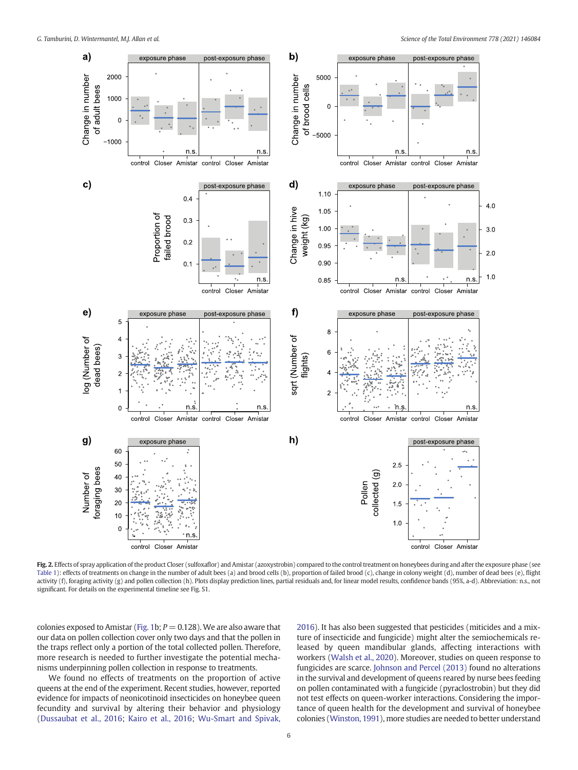**Fig. 2.** Effects of spray application of the product Closer (sulfoxaflor) and Amistar (azoxystrobin) compared to the control treatment on honeybees during and after the exposure phase (see Table 1): effects of treatments on change in the number of adult bees (a) and brood cells (b), proportion of failed brood (c), change in colony weight (d), number of dead bees (e), flight activity (f), foraging activity (g) and pollen collection (h). Plots display prediction lines, partial residuals and, for linear model results, confidence bands (95%, a-d). Abbreviation: n.s., not significant. For details on the experimental timeline see Fig. S1.

colonies exposed to Amistar (Fig. 1b; $P = 0.128$). We are also aware that our data on pollen collection cover only two days and that the pollen in the traps reflect only a portion of the total collected pollen. Therefore, more research is needed to further investigate the potential mechanisms underpinning pollen collection in response to treatments.

We found no effects of treatments on the proportion of active queens at the end of the experiment. Recent studies, however, reported evidence for impacts of neonicotinoid insecticides on honeybee queen fecundity and survival by altering their behavior and physiology (Dussaubat et al., 2016; Kairo et al., 2016; Wu-Smart and Spivak, 2016). It has also been suggested that pesticides (miticides and a mixture of insecticide and fungicide) might alter the semiochemicals released by queen mandibular glands, affecting interactions with workers (Walsh et al., 2020). Moreover, studies on queen response to fungicides are scarce. Johnson and Percel (2013) found no alterations in the survival and development of queens reared by nurse bees feeding on pollen contaminated with a fungicide (pyraclostrobin) but they did not test effects on queen-worker interactions. Considering the importance of queen health for the development and survival of honeybee colonies (Winston, 1991), more studies are needed to better understand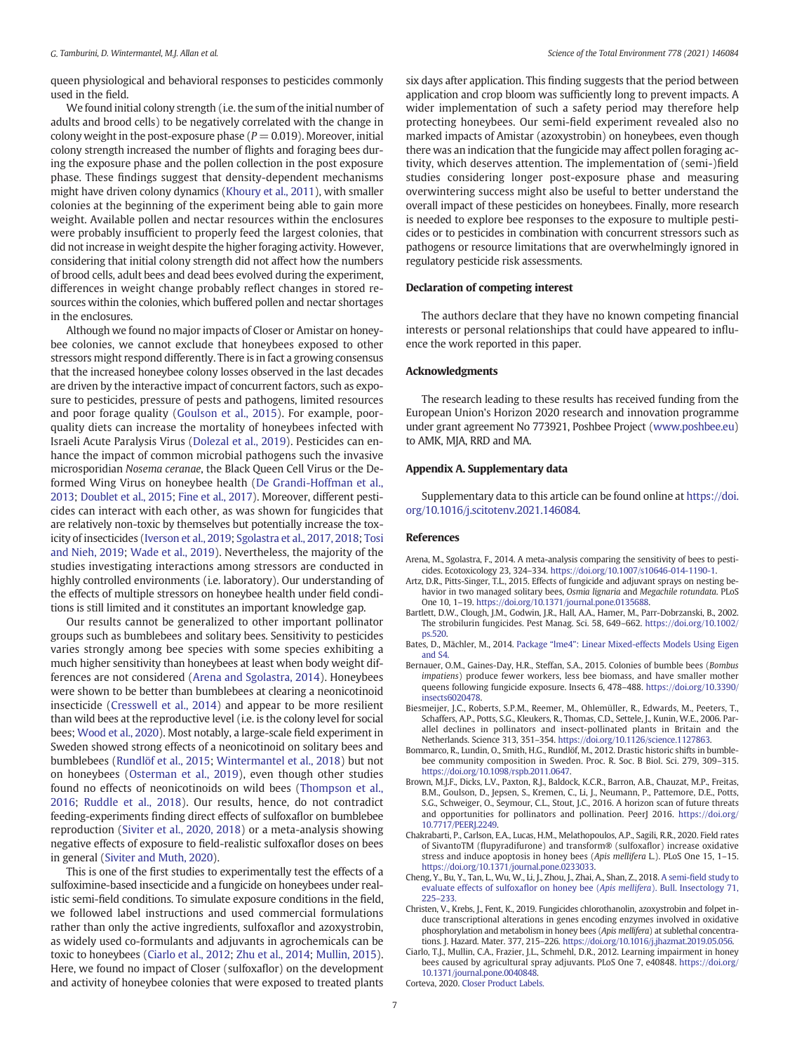queen physiological and behavioral responses to pesticides commonly used in the field.

We found initial colony strength (i.e. the sum of the initial number of adults and brood cells) to be negatively correlated with the change in colony weight in the post-exposure phase ($P = 0.019$). Moreover, initial colony strength increased the number of flights and foraging bees during the exposure phase and the pollen collection in the post exposure phase. These findings suggest that density-dependent mechanisms might have driven colony dynamics (Khoury et al., 2011), with smaller colonies at the beginning of the experiment being able to gain more weight. Available pollen and nectar resources within the enclosures were probably insufficient to properly feed the largest colonies, that did not increase in weight despite the higher foraging activity. However, considering that initial colony strength did not affect how the numbers of brood cells, adult bees and dead bees evolved during the experiment, differences in weight change probably reflect changes in stored resources within the colonies, which buffered pollen and nectar shortages in the enclosures.

Although we found no major impacts of Closer or Amistar on honeybee colonies, we cannot exclude that honeybees exposed to other stressors might respond differently. There is in fact a growing consensus that the increased honeybee colony losses observed in the last decades are driven by the interactive impact of concurrent factors, such as exposure to pesticides, pressure of pests and pathogens, limited resources and poor forage quality (Goulson et al., 2015). For example, poor-quality diets can increase the mortality of honeybees infected with Israeli Acute Paralysis Virus (Dolezal et al., 2019). Pesticides can enhance the impact of common microbial pathogens such the invasive microsporidian *Nosema ceranae*, the Black Queen Cell Virus or the Deformed Wing Virus on honeybee health (De Grandi-Hoffman et al., 2013; Doublet et al., 2015; Fine et al., 2017). Moreover, different pesticides can interact with each other, as was shown for fungicides that are relatively non-toxic by themselves but potentially increase the toxicity of insecticides (Iverson et al., 2019; Sgolastra et al., 2017, 2018; Tosi and Nieh, 2019; Wade et al., 2019). Nevertheless, the majority of the studies investigating interactions among stressors are conducted in highly controlled environments (i.e. laboratory). Our understanding of the effects of multiple stressors on honeybee health under field conditions is still limited and it constitutes an important knowledge gap.

Our results cannot be generalized to other important pollinator groups such as bumblebees and solitary bees. Sensitivity to pesticides varies strongly among bee species with some species exhibiting a much higher sensitivity than honeybees at least when body weight differences are not considered (Arena and Sgolastra, 2014). Honeybees were shown to be better than bumblebees at clearing a neonicotinoid insecticide (Cresswell et al., 2014) and appear to be more resilient than wild bees at the reproductive level (i.e. is the colony level for social bees; Wood et al., 2020). Most notably, a large-scale field experiment in Sweden showed strong effects of a neonicotinoid on solitary bees and bumblebees (Rundlöf et al., 2015; Wintermantel et al., 2018) but not on honeybees (Osterman et al., 2019), even though other studies found no effects of neonicotinoids on wild bees (Thompson et al., 2016; Ruddle et al., 2018). Our results, hence, do not contradict feeding-experiments finding direct effects of sulfoxaflor on bumblebee reproduction (Siviter et al., 2020, 2018) or a meta-analysis showing negative effects of exposure to field-realistic sulfoxaflor doses on bees in general (Siviter and Muth, 2020).

This is one of the first studies to experimentally test the effects of a sulfoximine-based insecticide and a fungicide on honeybees under realistic semi-field conditions. To simulate exposure conditions in the field, we followed label instructions and used commercial formulations rather than only the active ingredients, sulfoxaflor and azoxystrobin, as widely used co-formulants and adjuvants in agrochemicals can be toxic to honeybees (Ciarlo et al., 2012; Zhu et al., 2014; Mullin, 2015). Here, we found no impact of Closer (sulfoxaflor) on the development and activity of honeybee colonies that were exposed to treated plants six days after application. This finding suggests that the period between application and crop bloom was sufficiently long to prevent impacts. A wider implementation of such a safety period may therefore help protecting honeybees. Our semi-field experiment revealed also no marked impacts of Amistar (azoxystrobin) on honeybees, even though there was an indication that the fungicide may affect pollen foraging activity, which deserves attention. The implementation of (semi-)field studies considering longer post-exposure phase and measuring overwintering success might also be useful to better understand the overall impact of these pesticides on honeybees. Finally, more research is needed to explore bee responses to the exposure to multiple pesticides or to pesticides in combination with concurrent stressors such as pathogens or resource limitations that are overwhelmingly ignored in regulatory pesticide risk assessments.

## Declaration of competing interest

The authors declare that they have no known competing financial interests or personal relationships that could have appeared to influence the work reported in this paper.

## Acknowledgments

The research leading to these results has received funding from the European Union's Horizon 2020 research and innovation programme under grant agreement No 773921, Poshbee Project (www.poshbee.eu) to AMK, MJA, RRD and MA.

## Appendix A. Supplementary data

Supplementary data to this article can be found online at https://doi.org/10.1016/j.scitotenv.2021.146084.

## References

Arena, M., Sgolastra, F., 2014. A meta-analysis comparing the sensitivity of bees to pesticides. Ecotoxicology 23, 324–334. https://doi.org/10.1007/s10646-014-1190-1.

Artz, D.R., Pitts-Singer, T.L., 2015. Effects of fungicide and adjuvant sprays on nesting behavior in two managed solitary bees, *Osmia lignaria* and *Megachile rotundata*. PLoS One 10, 1–19. https://doi.org/10.1371/journal.pone.0135688.

Bartlett, D.W., Clough, J.M., Godwin, J.R., Hall, A.A., Hamer, M., Parr-Dobrzanski, B., 2002. The strobilurin fungicides. Pest Manag. Sci. 58, 649–662. https://doi.org/10.1002/ps.520.

Bates, D., Mächler, M., 2014. Package "lme4": Linear Mixed-effects Models Using Eigen and S4.

Bernauer, O.M., Gaines-Day, H.R., Steffan, S.A., 2015. Colonies of bumble bees (*Bombus impatiens*) produce fewer workers, less bee biomass, and have smaller mother queens following fungicide exposure. Insects 6, 478–488. https://doi.org/10.3390/insects6020478.

Biesmeijer, J.C., Roberts, S.P.M., Reemer, M., Ohlemüller, R., Edwards, M., Peeters, T., Schaffers, A.P., Potts, S.G., Kleukers, R., Thomas, C.D., Settele, J., Kunin, W.E., 2006. Parallel declines in pollinators and insect-pollinated plants in Britain and the Netherlands. Science 313, 351–354. https://doi.org/10.1126/science.1127863.

Bommarco, R., Lundin, O., Smith, H.G., Rundlöf, M., 2012. Drastic historic shifts in bumblebee community composition in Sweden. Proc. R. Soc. B Biol. Sci. 279, 309–315. https://doi.org/10.1098/rspb.2011.0647.

Brown, M.J.F., Dicks, L.V., Paxton, R.J., Baldock, K.C.R., Barron, A.B., Chauzat, M.P., Freitas, B.M., Goulson, D., Jepsen, S., Kremen, C., Li, J., Neumann, P., Pattemore, D.E., Potts, S.G., Schweiger, O., Seymour, C.L., Stout, J.C., 2016. A horizon scan of future threats and opportunities for pollinators and pollination. PeerJ 2016. https://doi.org/10.7717/PEERJ.2249.

Chakrabarti, P., Carlson, E.A., Lucas, H.M., Melathopoulos, A.P., Sagili, R.R., 2020. Field rates of SivantoTM (flupyradifurone) and transform® (sulfoxaflor) increase oxidative stress and induce apoptosis in honey bees (*Apis mellifera* L.). PLoS One 15, 1–15. https://doi.org/10.1371/journal.pone.0233033.

Cheng, Y., Bu, Y., Tan, L., Wu, W., Li, J., Zhou, J., Zhai, A., Shan, Z., 2018. A semi-field study to evaluate effects of sulfoxaflor on honey bee (*Apis mellifera*). Bull. Insectology 71, 225–233.

Christen, V., Krebs, J., Fent, K., 2019. Fungicides chlorothanolin, azoxystrobin and folpet induce transcriptional alterations in genes encoding enzymes involved in oxidative phosphorylation and metabolism in honey bees (*Apis mellifera*) at sublethal concentrations. J. Hazard. Mater. 377, 215–226. https://doi.org/10.1016/j.jhazmat.2019.05.056.

Ciarlo, T.J., Mullin, C.A., Frazier, J.L., Schmehl, D.R., 2012. Learning impairment in honey bees caused by agricultural spray adjuvants. PLoS One 7, e40848. https://doi.org/10.1371/journal.pone.0040848.

Corteva, 2020. Closer Product Labels.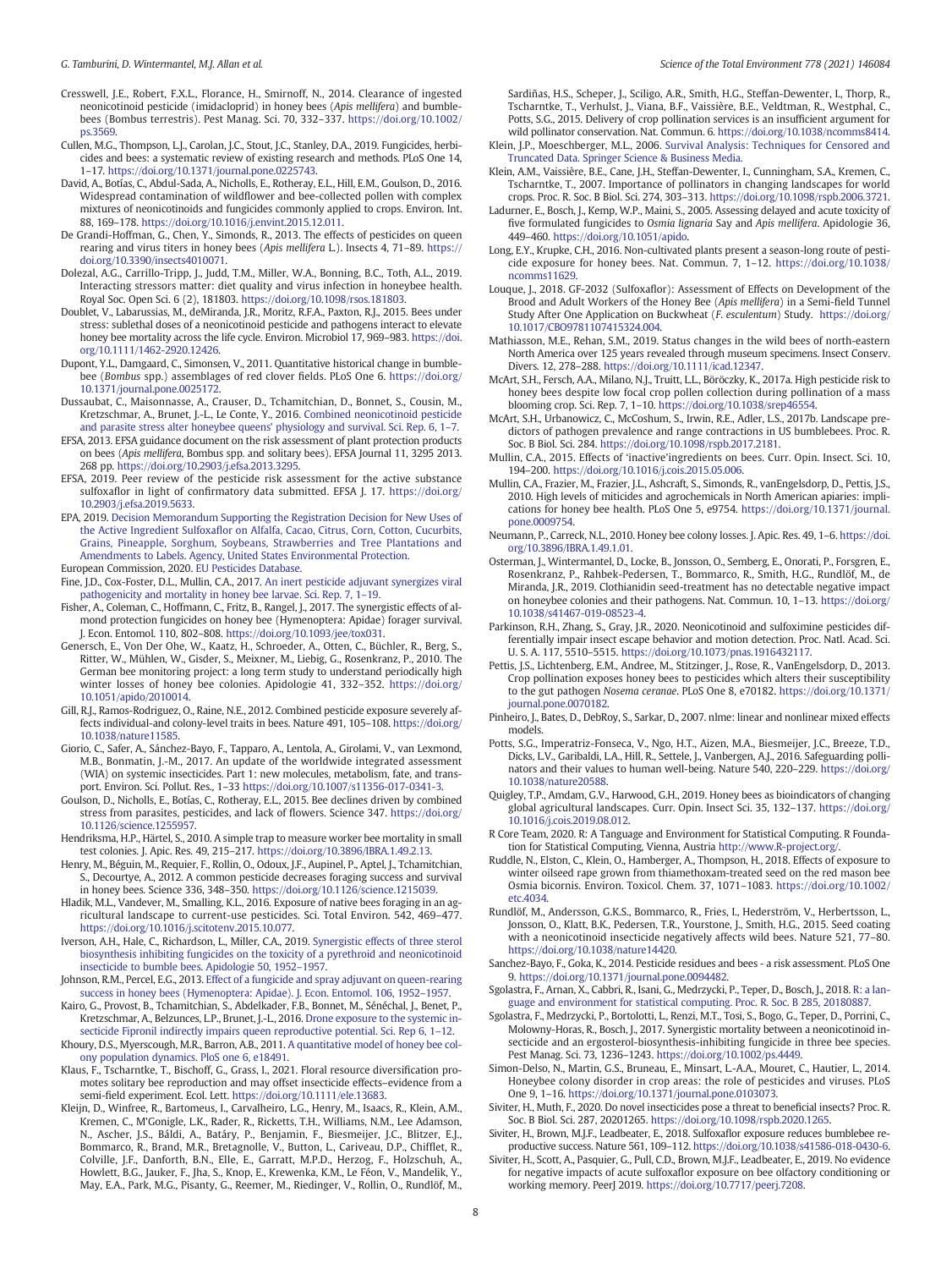Cresswell, J.E., Robert, F.X.L., Florance, H., Smirnoff, N., 2014. Clearance of ingested neonicotinoid pesticide (imidacloprid) in honey bees (*Apis mellifera*) and bumblebees (Bombus terrestris). Pest Manag. Sci. 70, 332–337. https://doi.org/10.1002/ps.3569.

Cullen, M.G., Thompson, L.J., Carolan, J.C., Stout, J.C., Stanley, D.A., 2019. Fungicides, herbicides and bees: a systematic review of existing research and methods. PLoS One 14, 1–17. https://doi.org/10.1371/journal.pone.0225743.

David, A., Botías, C., Abdul-Sada, A., Nicholls, E., Rotheray, E.L., Hill, E.M., Goulson, D., 2016. Widespread contamination of wildflower and bee-collected pollen with complex mixtures of neonicotinoids and fungicides commonly applied to crops. Environ. Int. 88, 169–178. https://doi.org/10.1016/j.envint.2015.12.011.

De Grandi-Hoffman, G., Chen, Y., Simonds, R., 2013. The effects of pesticides on queen rearing and virus titers in honey bees (*Apis mellifera* L.). Insects 4, 71–89. https://doi.org/10.3390/insects4010071.

Dolezal, A.G., Carrillo-Tripp, J., Judd, T.M., Miller, W.A., Bonning, B.C., Toth, A.L., 2019. Interacting stressors matter: diet quality and virus infection in honeybee health. Royal Soc. Open Sci. 6 (2), 181803. https://doi.org/10.1098/rsos.181803.

Doublet, V., Labarussias, M., deMiranda, J.R., Moritz, R.F.A., Paxton, R.J., 2015. Bees under stress: sublethal doses of a neonicotinoid pesticide and pathogens interact to elevate honey bee mortality across the life cycle. Environ. Microbiol 17, 969–983. https://doi.org/10.1111/1462-2920.12426.

Dupont, Y.L., Damgaard, C., Simonsen, V., 2011. Quantitative historical change in bumblebee (*Bombus* spp.) assemblages of red clover fields. PLoS One 6. https://doi.org/10.1371/journal.pone.0025172.

Dussaubat, C., Maisonnasse, A., Crauser, D., Tchamitchian, D., Bonnet, S., Cousin, M., Kretzschmar, A., Brunet, J.-L., Le Conte, Y., 2016. Combined neonicotinoid pesticide and parasite stress alter honeybee queens' physiology and survival. Sci. Rep. 6, 1–7.

EFSA, 2013. EFSA guidance document on the risk assessment of plant protection products on bees (*Apis mellifera*, Bombus spp. and solitary bees). EFSA Journal 11, 3295 2013. 268 pp. https://doi.org/10.2903/j.efsa.2013.3295.

EFSA, 2019. Peer review of the pesticide risk assessment for the active substance sulfoxaflor in light of confirmatory data submitted. EFSA J. 17. https://doi.org/10.2903/j.efsa.2019.5633.

EPA, 2019. Decision Memorandum Supporting the Registration Decision for New Uses of the Active Ingredient Sulfoxaflor on Alfalfa, Cacao, Citrus, Corn, Cotton, Cucurbits, Grains, Pineapple, Sorghum, Soybeans, Strawberries and Tree Plantations and Amendments to Labels. Agency, United States Environmental Protection.

European Commission, 2020. EU Pesticides Database.

Fine, J.D., Cox-Foster, D.L., Mullin, C.A., 2017. An inert pesticide adjuvant synergizes viral pathogenicity and mortality in honey bee larvae. Sci. Rep. 7, 1–19.

Fisher, A., Coleman, C., Hoffmann, C., Fritz, B., Rangel, J., 2017. The synergistic effects of almond protection fungicides on honey bee (Hymenoptera: Apidae) forager survival. J. Econ. Entomol. 110, 802–808. https://doi.org/10.1093/jee/tox031.

Genersch, E., Von Der Ohe, W., Kaatz, H., Schroeder, A., Otten, C., Büchler, R., Berg, S., Ritter, W., Mühlen, W., Gisder, S., Meixner, M., Liebig, G., Rosenkranz, P., 2010. The German bee monitoring project: a long term study to understand periodically high winter losses of honey bee colonies. Apidologie 41, 332–352. https://doi.org/10.1051/apido/2010014.

Gill, R.J., Ramos-Rodriguez, O., Raine, N.E., 2012. Combined pesticide exposure severely affects individual-and colony-level traits in bees. Nature 491, 105–108. https://doi.org/10.1038/nature11585.

Giorio, C., Safer, A., Sánchez-Bayo, F., Tapparo, A., Lentola, A., Girolami, V., van Lexmond, M.B., Bonmatin, J.-M., 2017. An update of the worldwide integrated assessment (WIA) on systemic insecticides. Part 1: new molecules, metabolism, fate, and transport. Environ. Sci. Pollut. Res., 1–33 https://doi.org/10.1007/s11356-017-0341-3.

Goulson, D., Nicholls, E., Botías, C., Rotheray, E.L., 2015. Bee declines driven by combined stress from parasites, pesticides, and lack of flowers. Science 347. https://doi.org/10.1126/science.1255957.

Hendriksma, H.P., Härtel, S., 2010. A simple trap to measure worker bee mortality in small test colonies. J. Apic. Res. 49, 215–217. https://doi.org/10.3896/IBRA.1.49.2.13.

Henry, M., Béguin, M., Requier, F., Rollin, O., Odoux, J.F., Aupinel, P., Aptel, J., Tchamitchian, S., Decourtye, A., 2012. A common pesticide decreases foraging success and survival in honey bees. Science 336, 348–350. https://doi.org/10.1126/science.1215039.

Hladik, M.L., Vandever, M., Smalling, K.L., 2016. Exposure of native bees foraging in an agricultural landscape to current-use pesticides. Sci. Total Environ. 542, 469–477. https://doi.org/10.1016/j.scitotenv.2015.10.077.

Iverson, A.H., Hale, C., Richardson, L., Miller, C.A., 2019. Synergistic effects of three sterol biosynthesis inhibiting fungicides on the toxicity of a pyrethroid and neonicotinoid insecticide to bumble bees. Apidologie 50, 1952–1957.

Johnson, R.M., Percel, E.G., 2013. Effect of a fungicide and spray adjuvant on queen-rearing success in honey bees (Hymenoptera: Apidae). J. Econ. Entomol. 106, 1952–1957.

Kairo, G., Provost, B., Tchamitchian, S., Abdelkader, F.B., Bonnet, M., Sénéchal, J., Benet, P., Kretzschmar, A., Belzunces, L.P., Brunet, J.-L., 2016. Drone exposure to the systemic insecticide Fipronil indirectly impairs queen reproductive potential. Sci. Rep 6, 1–12.

Khoury, D.S., Myerscough, M.R., Barron, A.B., 2011. A quantitative model of honey bee colony population dynamics. PloS one 6, e18491.

Klaus, F., Tscharntke, T., Bischoff, G., Grass, I., 2021. Floral resource diversification promotes solitary bee reproduction and may offset insecticide effects–evidence from a semi-field experiment. Ecol. Lett. https://doi.org/10.1111/ele.13683.

Kleijn, D., Winfree, R., Bartomeus, I., Carvalheiro, L.G., Henry, M., Isaacs, R., Klein, A.M., Kremen, C., M'Gonigle, L.K., Rader, R., Ricketts, T.H., Williams, N.M., Lee Adamson, N., Ascher, J.S., Báldi, A., Batáry, P., Benjamin, F., Biesmeijer, J.C., Blitzer, E.J., Bommarco, R., Brand, M.R., Bretagnolle, V., Button, L., Cariveau, D.P., Chifflet, R., Colville, J.F., Danforth, B.N., Elle, E., Garratt, M.P.D., Herzog, F., Holzschuh, A., Howlett, B.G., Jauker, F., Jha, S., Knop, E., Krewenka, K.M., Le Féon, V., Mandelik, Y., May, E.A., Park, M.G., Pisanty, G., Reemer, M., Riedinger, V., Rollin, O., Rundlöf, M., Sardiñas, H.S., Scheper, J., Sciligo, A.R., Smith, H.G., Steffan-Dewenter, I., Thorp, R., Tscharntke, T., Verhulst, J., Viana, B.F., Vaissière, B.E., Veldtman, R., Westphal, C., Potts, S.G., 2015. Delivery of crop pollination services is an insufficient argument for wild pollinator conservation. Nat. Commun. 6. https://doi.org/10.1038/ncomms8414.

Klein, J.P., Moeschberger, M.L., 2006. Survival Analysis: Techniques for Censored and Truncated Data. Springer Science & Business Media.

Klein, A.M., Vaissière, B.E., Cane, J.H., Steffan-Dewenter, I., Cunningham, S.A., Kremen, C., Tscharntke, T., 2007. Importance of pollinators in changing landscapes for world crops. Proc. R. Soc. B Biol. Sci. 274, 303–313. https://doi.org/10.1098/rspb.2006.3721.

Ladurner, E., Bosch, J., Kemp, W.P., Maini, S., 2005. Assessing delayed and acute toxicity of five formulated fungicides to *Osmia lignaria* Say and *Apis mellifera*. Apidologie 36, 449–460. https://doi.org/10.1051/apido.

Long, E.Y., Krupke, C.H., 2016. Non-cultivated plants present a season-long route of pesticide exposure for honey bees. Nat. Commun. 7, 1–12. https://doi.org/10.1038/ncomms11629.

Louque, J., 2018. GF-2032 (Sulfoxaflor): Assessment of Effects on Development of the Brood and Adult Workers of the Honey Bee (*Apis mellifera*) in a Semi-field Tunnel Study After One Application on Buckwheat (*F. esculentum*) Study. https://doi.org/10.1017/CBO9781107415324.004.

Mathiasson, M.E., Rehan, S.M., 2019. Status changes in the wild bees of north-eastern North America over 125 years revealed through museum specimens. Insect Conserv. Divers. 12, 278–288. https://doi.org/10.1111/icad.12347.

McArt, S.H., Fersch, A.A., Milano, N.J., Truitt, L.L., Böröczky, K., 2017a. High pesticide risk to honey bees despite low focal crop pollen collection during pollination of a mass blooming crop. Sci. Rep. 7, 1–10. https://doi.org/10.1038/srep46554.

McArt, S.H., Urbanowicz, C., McCoshum, S., Irwin, R.E., Adler, L.S., 2017b. Landscape predictors of pathogen prevalence and range contractions in US bumblebees. Proc. R. Soc. B Biol. Sci. 284. https://doi.org/10.1098/rspb.2017.2181.

Mullin, C.A., 2015. Effects of 'inactive'ingredients on bees. Curr. Opin. Insect. Sci. 10, 194–200. https://doi.org/10.1016/j.cois.2015.05.006.

Mullin, C.A., Frazier, M., Frazier, J.L., Ashcraft, S., Simonds, R., vanEngelsdorp, D., Pettis, J.S., 2010. High levels of miticides and agrochemicals in North American apiaries: implications for honey bee health. PLoS One 5, e9754. https://doi.org/10.1371/journal.pone.0009754.

Neumann, P., Carreck, N.L., 2010. Honey bee colony losses. J. Apic. Res. 49, 1–6. https://doi.org/10.3896/IBRA.1.49.1.01.

Osterman, J., Wintermantel, D., Locke, B., Jonsson, O., Semberg, E., Onorati, P., Forsgren, E., Rosenkranz, P., Rahbek-Pedersen, T., Bommarco, R., Smith, H.G., Rundlöf, M., de Miranda, J.R., 2019. Clothianidin seed-treatment has no detectable negative impact on honeybee colonies and their pathogens. Nat. Commun. 10, 1–13. https://doi.org/10.1038/s41467-019-08523-4.

Parkinson, R.H., Zhang, S., Gray, J.R., 2020. Neonicotinoid and sulfoximine pesticides differentially impair insect escape behavior and motion detection. Proc. Natl. Acad. Sci. U. S. A. 117, 5510–5515. https://doi.org/10.1073/pnas.1916432117.

Pettis, J.S., Lichtenberg, E.M., Andree, M., Stitzinger, J., Rose, R., VanEngelsdorp, D., 2013. Crop pollination exposes honey bees to pesticides which alters their susceptibility to the gut pathogen *Nosema ceranae*. PLoS One 8, e70182. https://doi.org/10.1371/journal.pone.0070182.

Pinheiro, J., Bates, D., DebRoy, S., Sarkar, D., 2007. nlme: linear and nonlinear mixed effects models.

Potts, S.G., Imperatriz-Fonseca, V., Ngo, H.T., Aizen, M.A., Biesmeijer, J.C., Breeze, T.D., Dicks, L.V., Garibaldi, L.A., Hill, R., Settele, J., Vanbergen, A.J., 2016. Safeguarding pollinators and their values to human well-being. Nature 540, 220–229. https://doi.org/10.1038/nature20588.

Quigley, T.P., Amdam, G.V., Harwood, G.H., 2019. Honey bees as bioindicators of changing global agricultural landscapes. Curr. Opin. Insect Sci. 35, 132–137. https://doi.org/10.1016/j.cois.2019.08.012.

R Core Team, 2020. R: A Tanguage and Environment for Statistical Computing. R Foundation for Statistical Computing, Vienna, Austria http://www.R-project.org/.

Ruddle, N., Elston, C., Klein, O., Hamberger, A., Thompson, H., 2018. Effects of exposure to winter oilseed rape grown from thiamethoxam-treated seed on the red mason bee Osmia bicornis. Environ. Toxicol. Chem. 37, 1071–1083. https://doi.org/10.1002/etc.4034.

Rundlöf, M., Andersson, G.K.S., Bommarco, R., Fries, I., Hederström, V., Herbertsson, L., Jonsson, O., Klatt, B.K., Pedersen, T.R., Yourstone, J., Smith, H.G., 2015. Seed coating with a neonicotinoid insecticide negatively affects wild bees. Nature 521, 77–80. https://doi.org/10.1038/nature14420.

Sanchez-Bayo, F., Goka, K., 2014. Pesticide residues and bees - a risk assessment. PLoS One 9. https://doi.org/10.1371/journal.pone.0094482.

Sgolastra, F., Arnan, X., Cabbri, R., Isani, G., Medrzycki, P., Teper, D., Bosch, J., 2018. R: a language and environment for statistical computing. Proc. R. Soc. B 285, 20180887.

Sgolastra, F., Medrzycki, P., Bortolotti, L., Renzi, M.T., Tosi, S., Bogo, G., Teper, D., Porrini, C., Molowny-Horas, R., Bosch, J., 2017. Synergistic mortality between a neonicotinoid insecticide and an ergosterol-biosynthesis-inhibiting fungicide in three bee species. Pest Manag. Sci. 73, 1236–1243. https://doi.org/10.1002/ps.4449.

Simon-Delso, N., Martin, G.S., Bruneau, E., Minsart, L.-A.A., Mouret, C., Hautier, L., 2014. Honeybee colony disorder in crop areas: the role of pesticides and viruses. PLoS One 9, 1–16. https://doi.org/10.1371/journal.pone.0103073.

Siviter, H., Muth, F., 2020. Do novel insecticides pose a threat to beneficial insects? Proc. R. Soc. B Biol. Sci. 287, 20201265. https://doi.org/10.1098/rspb.2020.1265.

Siviter, H., Brown, M.J.F., Leadbeater, E., 2018. Sulfoxaflor exposure reduces bumblebee reproductive success. Nature 561, 109–112. https://doi.org/10.1038/s41586-018-0430-6.

Siviter, H., Scott, A., Pasquier, G., Pull, C.D., Brown, M.J.F., Leadbeater, E., 2019. No evidence for negative impacts of acute sulfoxaflor exposure on bee olfactory conditioning or working memory. PeerJ 2019. https://doi.org/10.7717/peerj.7208.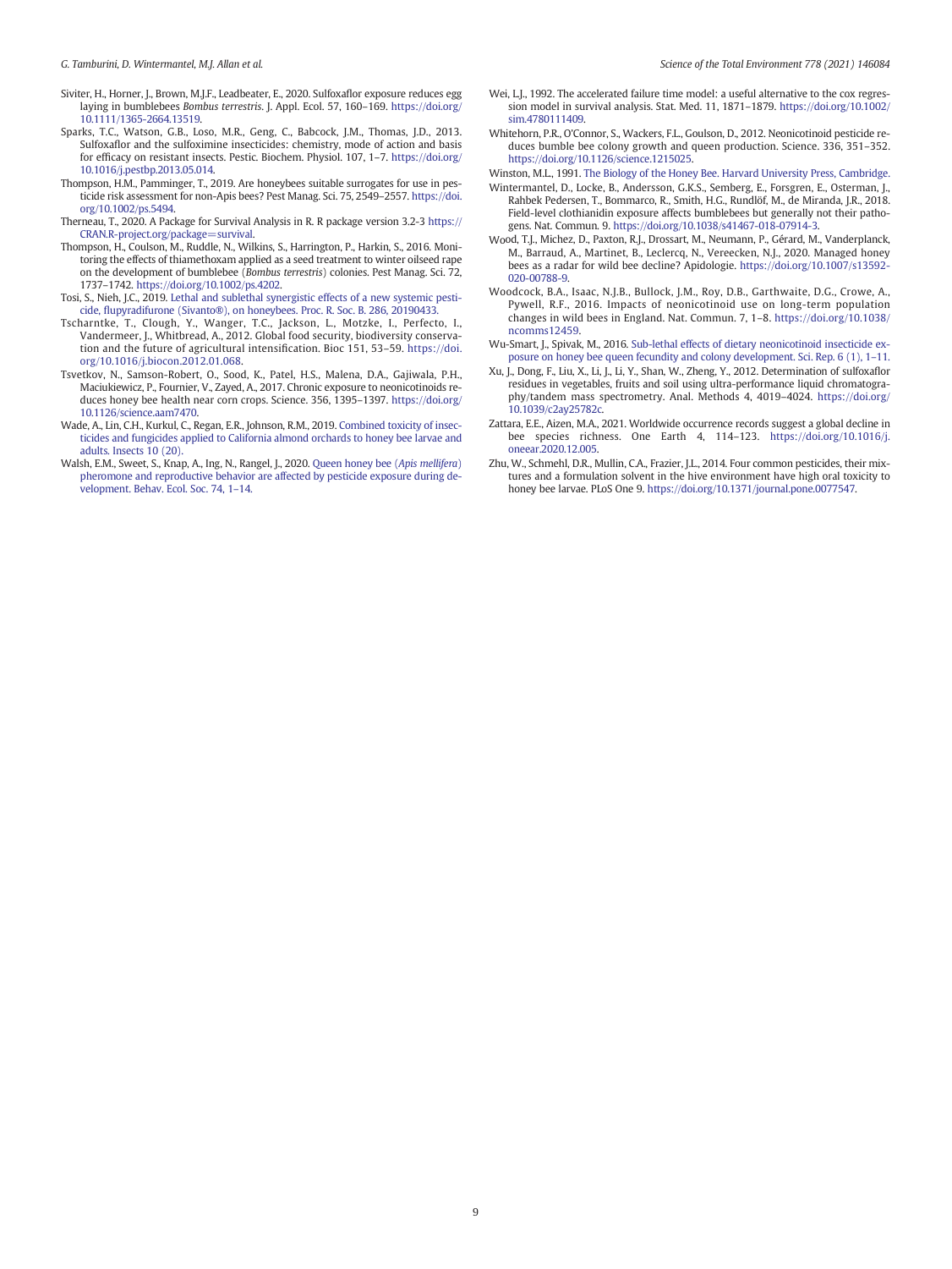Siviter, H., Horner, J., Brown, M.J.F., Leadbeater, E., 2020. Sulfoxaflor exposure reduces egg laying in bumblebees *Bombus terrestris*. J. Appl. Ecol. 57, 160–169. https://doi.org/10.1111/1365-2664.13519.

Sparks, T.C., Watson, G.B., Loso, M.R., Geng, C., Babcock, J.M., Thomas, J.D., 2013. Sulfoxaflor and the sulfoximine insecticides: chemistry, mode of action and basis for efficacy on resistant insects. Pestic. Biochem. Physiol. 107, 1–7. https://doi.org/10.1016/j.pestbp.2013.05.014.

Thompson, H.M., Pamminger, T., 2019. Are honeybees suitable surrogates for use in pesticide risk assessment for non-Apis bees? Pest Manag. Sci. 75, 2549–2557. https://doi.org/10.1002/ps.5494.

Therneau, T., 2020. A Package for Survival Analysis in R. R package version 3.2-3 https://CRAN.R-project.org/package=survival.

Thompson, H., Coulson, M., Ruddle, N., Wilkins, S., Harrington, P., Harkin, S., 2016. Monitoring the effects of thiamethoxam applied as a seed treatment to winter oilseed rape on the development of bumblebee (*Bombus terrestris*) colonies. Pest Manag. Sci. 72, 1737–1742. https://doi.org/10.1002/ps.4202.

Tosi, S., Nieh, J.C., 2019. Lethal and sublethal synergistic effects of a new systemic pesticide, flupyradifurone (Sivanto®), on honeybees. Proc. R. Soc. B. 286, 20190433.

Tscharntke, T., Clough, Y., Wanger, T.C., Jackson, L., Motzke, I., Perfecto, I., Vandermeer, J., Whitbread, A., 2012. Global food security, biodiversity conservation and the future of agricultural intensification. Bioc 151, 53–59. https://doi.org/10.1016/j.biocon.2012.01.068.

Tsvetkov, N., Samson-Robert, O., Sood, K., Patel, H.S., Malena, D.A., Gajiwala, P.H., Maciukiewicz, P., Fournier, V., Zayed, A., 2017. Chronic exposure to neonicotinoids reduces honey bee health near corn crops. Science. 356, 1395–1397. https://doi.org/10.1126/science.aam7470.

Wade, A., Lin, C.H., Kurkul, C., Regan, E.R., Johnson, R.M., 2019. Combined toxicity of insecticides and fungicides applied to California almond orchards to honey bee larvae and adults. Insects 10 (20).

Walsh, E.M., Sweet, S., Knap, A., Ing, N., Rangel, J., 2020. Queen honey bee (*Apis mellifera*) pheromone and reproductive behavior are affected by pesticide exposure during development. Behav. Ecol. Soc. 74, 1–14.

Wei, L.J., 1992. The accelerated failure time model: a useful alternative to the cox regression model in survival analysis. Stat. Med. 11, 1871–1879. https://doi.org/10.1002/sim.4780111409.

Whitehorn, P.R., O'Connor, S., Wackers, F.L., Goulson, D., 2012. Neonicotinoid pesticide reduces bumble bee colony growth and queen production. Science. 336, 351–352. https://doi.org/10.1126/science.1215025.

Winston, M.L., 1991. The Biology of the Honey Bee. Harvard University Press, Cambridge.

Wintermantel, D., Locke, B., Andersson, G.K.S., Semberg, E., Forsgren, E., Osterman, J., Rahbek Pedersen, T., Bommarco, R., Smith, H.G., Rundlöf, M., de Miranda, J.R., 2018. Field-level clothianidin exposure affects bumblebees but generally not their pathogens. Nat. Commun. 9. https://doi.org/10.1038/s41467-018-07914-3.

Wood, T.J., Michez, D., Paxton, R.J., Drossart, M., Neumann, P., Gérard, M., Vanderplanck, M., Barraud, A., Martinet, B., Leclercq, N., Vereecken, N.J., 2020. Managed honey bees as a radar for wild bee decline? Apidologie. https://doi.org/10.1007/s13592-020-00788-9.

Woodcock, B.A., Isaac, N.J.B., Bullock, J.M., Roy, D.B., Garthwaite, D.G., Crowe, A., Pywell, R.F., 2016. Impacts of neonicotinoid use on long-term population changes in wild bees in England. Nat. Commun. 7, 1–8. https://doi.org/10.1038/ncomms12459.

Wu-Smart, J., Spivak, M., 2016. Sub-lethal effects of dietary neonicotinoid insecticide exposure on honey bee queen fecundity and colony development. Sci. Rep. 6 (1), 1–11.

Xu, J., Dong, F., Liu, X., Li, J., Li, Y., Shan, W., Zheng, Y., 2012. Determination of sulfoxaflor residues in vegetables, fruits and soil using ultra-performance liquid chromatography/tandem mass spectrometry. Anal. Methods 4, 4019–4024. https://doi.org/10.1039/c2ay25782c.

Zattara, E.E., Aizen, M.A., 2021. Worldwide occurrence records suggest a global decline in bee species richness. One Earth 4, 114–123. https://doi.org/10.1016/j.oneear.2020.12.005.

Zhu, W., Schmehl, D.R., Mullin, C.A., Frazier, J.L., 2014. Four common pesticides, their mixtures and a formulation solvent in the hive environment have high oral toxicity to honey bee larvae. PLoS One 9. https://doi.org/10.1371/journal.pone.0077547.